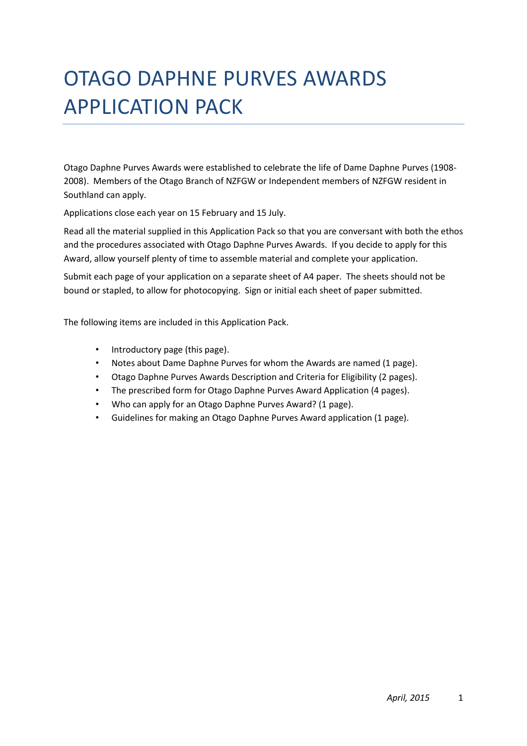# OTAGO DAPHNE PURVES AWARDS APPLICATION PACK

Otago Daphne Purves Awards were established to celebrate the life of Dame Daphne Purves (1908-2008). Members of the Otago Branch of NZFGW or Independent members of NZFGW resident in Southland can apply.

Applications close each year on 15 February and 15 July.

Read all the material supplied in this Application Pack so that you are conversant with both the ethos and the procedures associated with Otago Daphne Purves Awards. If you decide to apply for this Award, allow yourself plenty of time to assemble material and complete your application.

Submit each page of your application on a separate sheet of A4 paper. The sheets should not be bound or stapled, to allow for photocopying. Sign or initial each sheet of paper submitted.

The following items are included in this Application Pack.

- Introductory page (this page).
- Notes about Dame Daphne Purves for whom the Awards are named (1 page).
- Otago Daphne Purves Awards Description and Criteria for Eligibility (2 pages).
- The prescribed form for Otago Daphne Purves Award Application (4 pages).
- Who can apply for an Otago Daphne Purves Award? (1 page).
- Guidelines for making an Otago Daphne Purves Award application (1 page).

*April, 2015*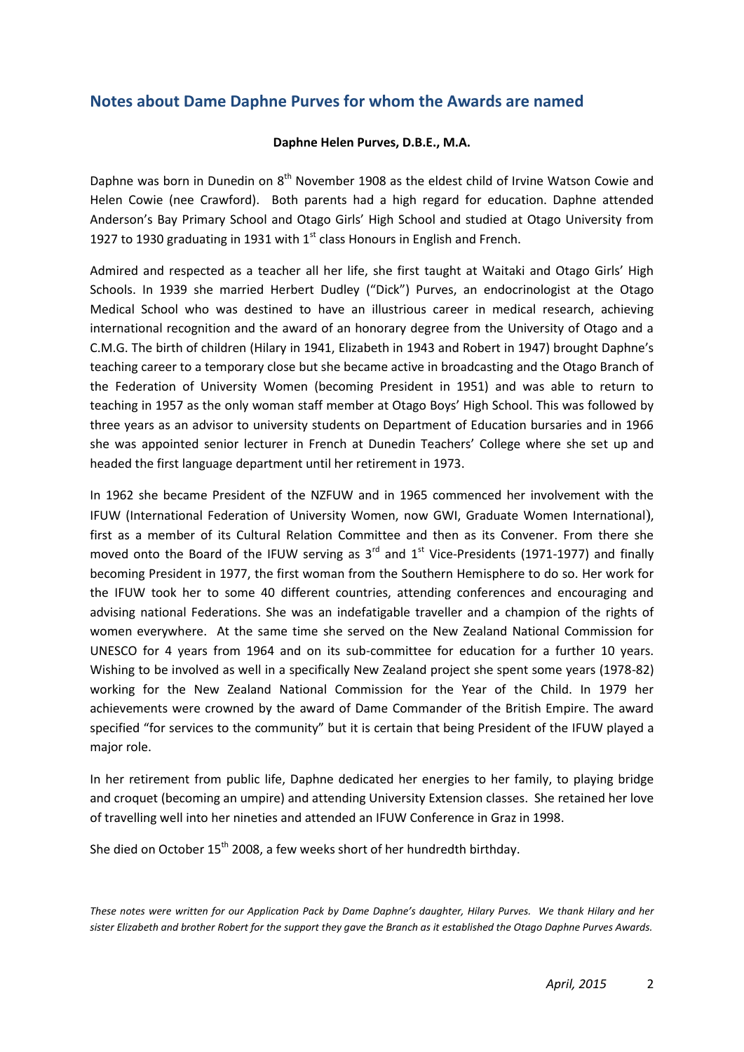## Notes about Dame Daphne Purves for whom the Awards are named

**Daphne Helen Purves, D.B.E., M.A.**

Daphne was born in Dunedin on 8th November 1908 as the eldest child of Irvine Watson Cowie and Helen Cowie (nee Crawford). Both parents had a high regard for education. Daphne attended Anderson's Bay Primary School and Otago Girls' High School and studied at Otago University from 1927 to 1930 graduating in 1931 with 1st class Honours in English and French.

Admired and respected as a teacher all her life, she first taught at Waitaki and Otago Girls' High Schools. In 1939 she married Herbert Dudley ("Dick") Purves, an endocrinologist at the Otago Medical School who was destined to have an illustrious career in medical research, achieving international recognition and the award of an honorary degree from the University of Otago and a C.M.G. The birth of children (Hilary in 1941, Elizabeth in 1943 and Robert in 1947) brought Daphne's teaching career to a temporary close but she became active in broadcasting and the Otago Branch of the Federation of University Women (becoming President in 1951) and was able to return to teaching in 1957 as the only woman staff member at Otago Boys' High School. This was followed by three years as an advisor to university students on Department of Education bursaries and in 1966 she was appointed senior lecturer in French at Dunedin Teachers' College where she set up and headed the first language department until her retirement in 1973.

In 1962 she became President of the NZFUW and in 1965 commenced her involvement with the IFUW (International Federation of University Women, now GWI, Graduate Women International), first as a member of its Cultural Relation Committee and then as its Convener. From there she moved onto the Board of the IFUW serving as 3rd and 1st Vice-Presidents (1971-1977) and finally becoming President in 1977, the first woman from the Southern Hemisphere to do so. Her work for the IFUW took her to some 40 different countries, attending conferences and encouraging and advising national Federations. She was an indefatigable traveller and a champion of the rights of women everywhere. At the same time she served on the New Zealand National Commission for UNESCO for 4 years from 1964 and on its sub-committee for education for a further 10 years. Wishing to be involved as well in a specifically New Zealand project she spent some years (1978-82) working for the New Zealand National Commission for the Year of the Child. In 1979 her achievements were crowned by the award of Dame Commander of the British Empire. The award specified "for services to the community" but it is certain that being President of the IFUW played a major role.

In her retirement from public life, Daphne dedicated her energies to her family, to playing bridge and croquet (becoming an umpire) and attending University Extension classes. She retained her love of travelling well into her nineties and attended an IFUW Conference in Graz in 1998.

She died on October 15th 2008, a few weeks short of her hundredth birthday.

*These notes were written for our Application Pack by Dame Daphne's daughter, Hilary Purves. We thank Hilary and her sister Elizabeth and brother Robert for the support they gave the Branch as it established the Otago Daphne Purves Awards.*

*April, 2015*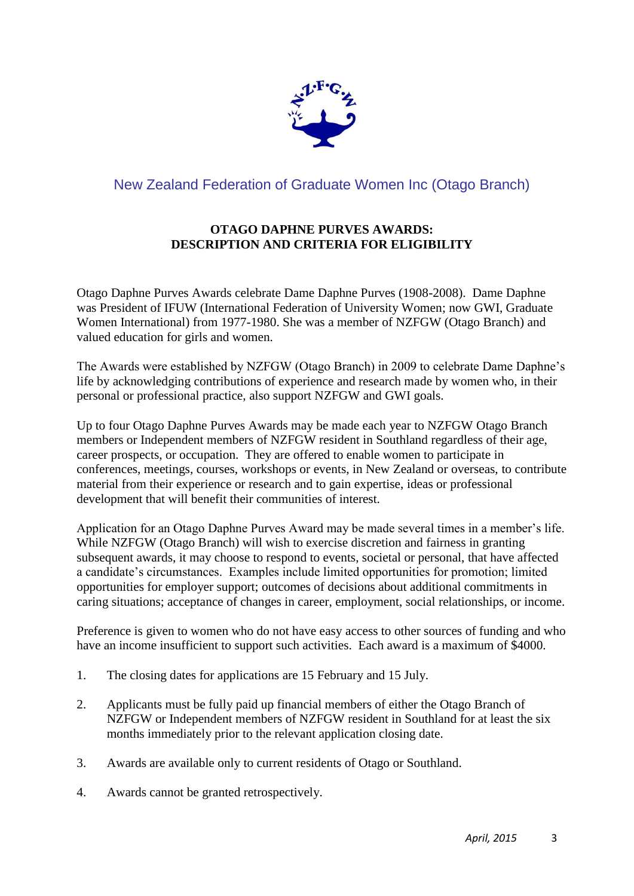New Zealand Federation of Graduate Women Inc (Otago Branch)

## OTAGO DAPHNE PURVES AWARDS: DESCRIPTION AND CRITERIA FOR ELIGIBILITY

Otago Daphne Purves Awards celebrate Dame Daphne Purves (1908-2008). Dame Daphne was President of IFUW (International Federation of University Women; now GWI, Graduate Women International) from 1977-1980. She was a member of NZFGW (Otago Branch) and valued education for girls and women.

The Awards were established by NZFGW (Otago Branch) in 2009 to celebrate Dame Daphne's life by acknowledging contributions of experience and research made by women who, in their personal or professional practice, also support NZFGW and GWI goals.

Up to four Otago Daphne Purves Awards may be made each year to NZFGW Otago Branch members or Independent members of NZFGW resident in Southland regardless of their age, career prospects, or occupation. They are offered to enable women to participate in conferences, meetings, courses, workshops or events, in New Zealand or overseas, to contribute material from their experience or research and to gain expertise, ideas or professional development that will benefit their communities of interest.

Application for an Otago Daphne Purves Award may be made several times in a member's life. While NZFGW (Otago Branch) will wish to exercise discretion and fairness in granting subsequent awards, it may choose to respond to events, societal or personal, that have affected a candidate's circumstances. Examples include limited opportunities for promotion; limited opportunities for employer support; outcomes of decisions about additional commitments in caring situations; acceptance of changes in career, employment, social relationships, or income.

Preference is given to women who do not have easy access to other sources of funding and who have an income insufficient to support such activities. Each award is a maximum of $4000.

1. The closing dates for applications are 15 February and 15 July.

2. Applicants must be fully paid up financial members of either the Otago Branch of NZFGW or Independent members of NZFGW resident in Southland for at least the six months immediately prior to the relevant application closing date.

3. Awards are available only to current residents of Otago or Southland.

4. Awards cannot be granted retrospectively.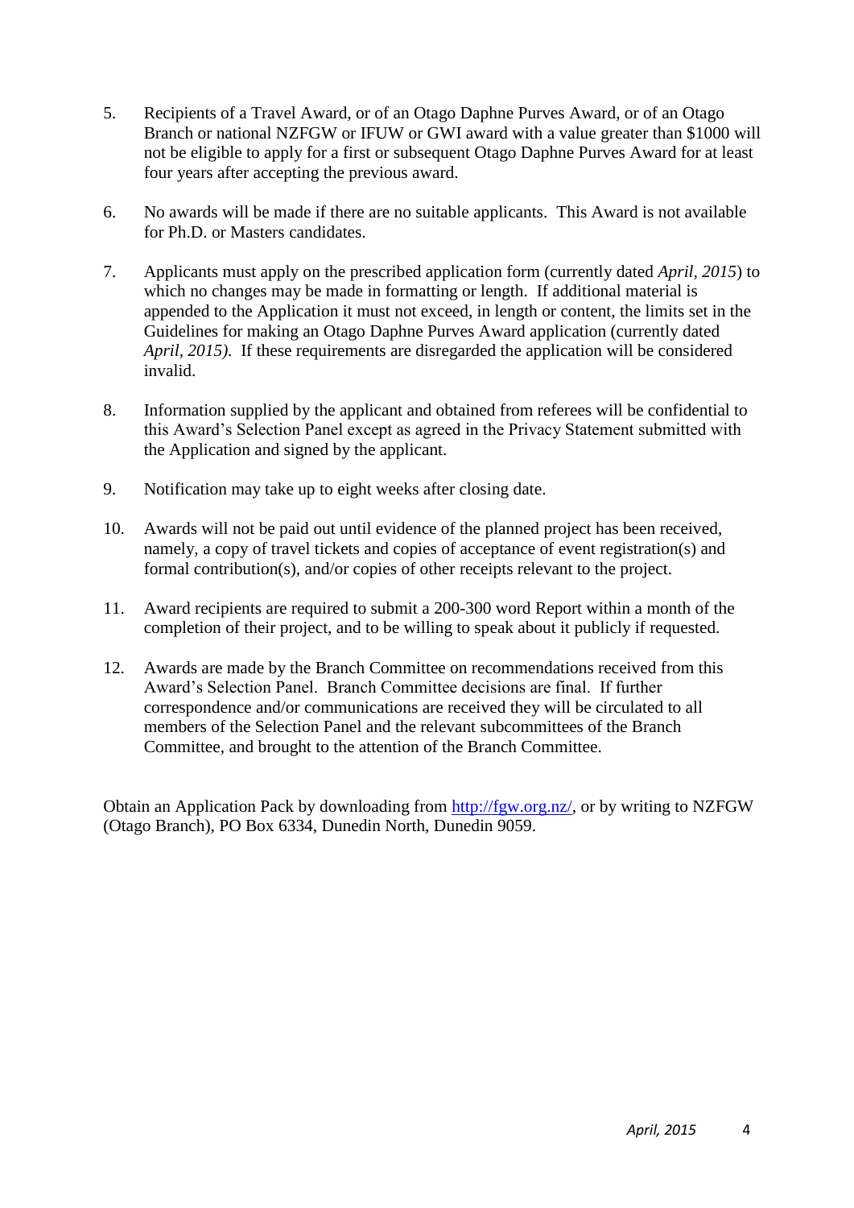5. Recipients of a Travel Award, or of an Otago Daphne Purves Award, or of an Otago Branch or national NZFGW or IFUW or GWI award with a value greater than $1000 will not be eligible to apply for a first or subsequent Otago Daphne Purves Award for at least four years after accepting the previous award.

6. No awards will be made if there are no suitable applicants. This Award is not available for Ph.D. or Masters candidates.

7. Applicants must apply on the prescribed application form (currently dated *April, 2015*) to which no changes may be made in formatting or length. If additional material is appended to the Application it must not exceed, in length or content, the limits set in the Guidelines for making an Otago Daphne Purves Award application (currently dated *April, 2015)*. If these requirements are disregarded the application will be considered invalid.

8. Information supplied by the applicant and obtained from referees will be confidential to this Award's Selection Panel except as agreed in the Privacy Statement submitted with the Application and signed by the applicant.

9. Notification may take up to eight weeks after closing date.

10. Awards will not be paid out until evidence of the planned project has been received, namely, a copy of travel tickets and copies of acceptance of event registration(s) and formal contribution(s), and/or copies of other receipts relevant to the project.

11. Award recipients are required to submit a 200-300 word Report within a month of the completion of their project, and to be willing to speak about it publicly if requested.

12. Awards are made by the Branch Committee on recommendations received from this Award's Selection Panel. Branch Committee decisions are final. If further correspondence and/or communications are received they will be circulated to all members of the Selection Panel and the relevant subcommittees of the Branch Committee, and brought to the attention of the Branch Committee.

Obtain an Application Pack by downloading from http://fgw.org.nz/, or by writing to NZFGW (Otago Branch), PO Box 6334, Dunedin North, Dunedin 9059.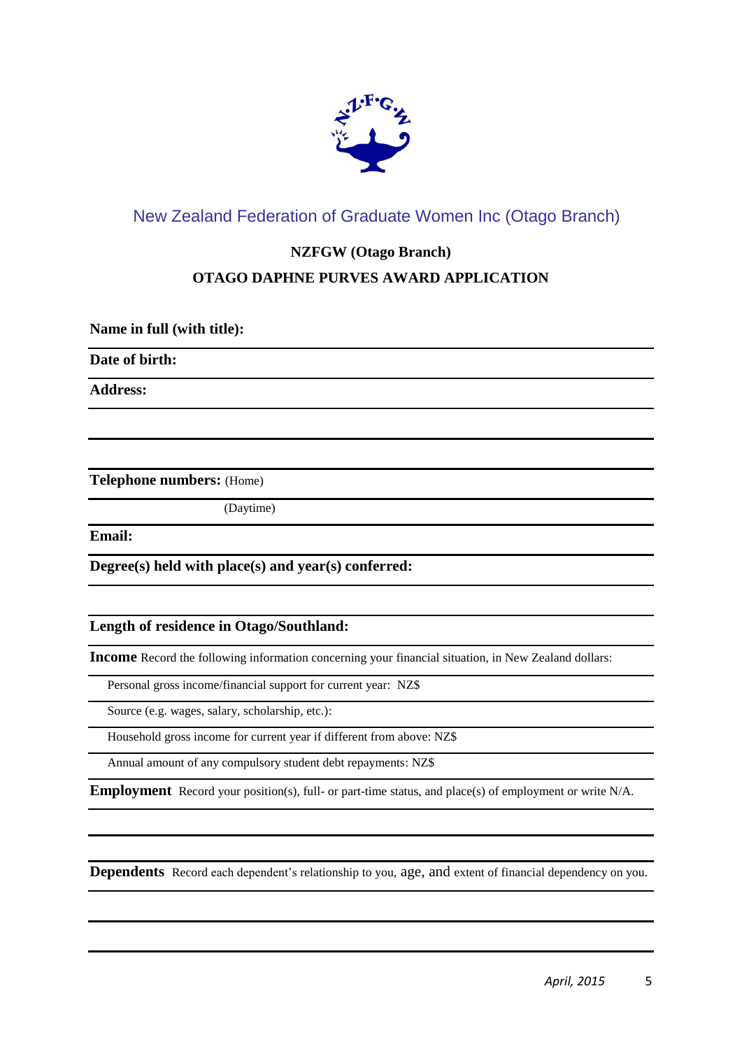New Zealand Federation of Graduate Women Inc (Otago Branch)

## NZFGW (Otago Branch)

## OTAGO DAPHNE PURVES AWARD APPLICATION

**Name in full (with title):**

**Date of birth:**

**Address:**

**Telephone numbers:** (Home)

(Daytime)

**Email:**

**Degree(s) held with place(s) and year(s) conferred:**

**Length of residence in Otago/Southland:**

**Income** Record the following information concerning your financial situation, in New Zealand dollars:

Personal gross income/financial support for current year: NZ$

Source (e.g. wages, salary, scholarship, etc.):

Household gross income for current year if different from above: NZ$

Annual amount of any compulsory student debt repayments: NZ$

**Employment** Record your position(s), full- or part-time status, and place(s) of employment or write N/A.

**Dependents** Record each dependent's relationship to you, age, and extent of financial dependency on you.

*April, 2015*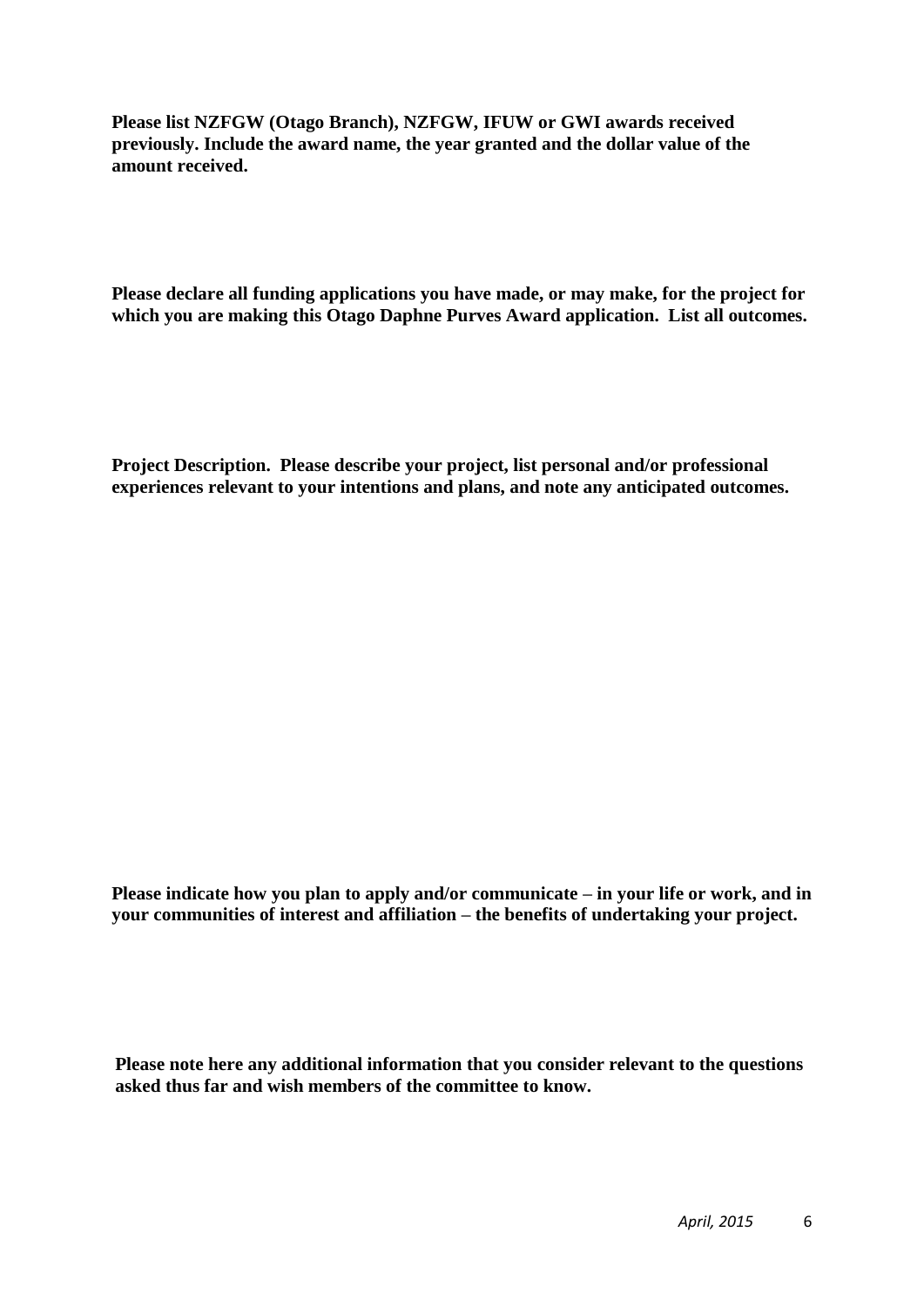**Please list NZFGW (Otago Branch), NZFGW, IFUW or GWI awards received previously. Include the award name, the year granted and the dollar value of the amount received.**

**Please declare all funding applications you have made, or may make, for the project for which you are making this Otago Daphne Purves Award application. List all outcomes.**

**Project Description. Please describe your project, list personal and/or professional experiences relevant to your intentions and plans, and note any anticipated outcomes.**

**Please indicate how you plan to apply and/or communicate – in your life or work, and in your communities of interest and affiliation – the benefits of undertaking your project.**

**Please note here any additional information that you consider relevant to the questions asked thus far and wish members of the committee to know.**

*April, 2015*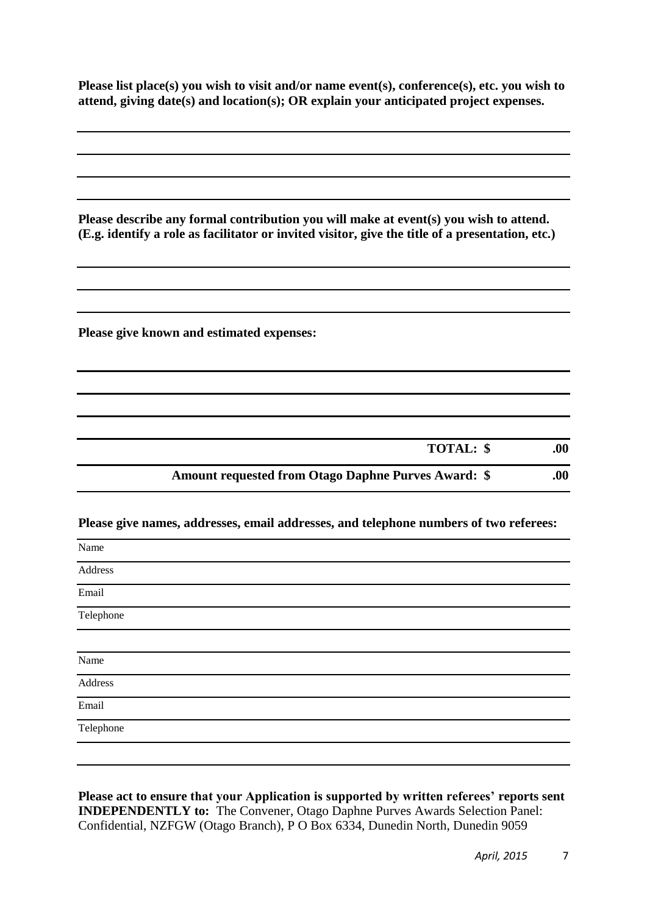**Please list place(s) you wish to visit and/or name event(s), conference(s), etc. you wish to attend, giving date(s) and location(s); OR explain your anticipated project expenses.**

**Please describe any formal contribution you will make at event(s) you wish to attend. (E.g. identify a role as facilitator or invited visitor, give the title of a presentation, etc.)**

**Please give known and estimated expenses:**

**TOTAL: $ .00**

**Amount requested from Otago Daphne Purves Award: $ .00**

**Please give names, addresses, email addresses, and telephone numbers of two referees:**

Name

Address

Email

Telephone

Name

Address

Email

Telephone

**Please act to ensure that your Application is supported by written referees' reports sent INDEPENDENTLY to:** The Convener, Otago Daphne Purves Awards Selection Panel: Confidential, NZFGW (Otago Branch), P O Box 6334, Dunedin North, Dunedin 9059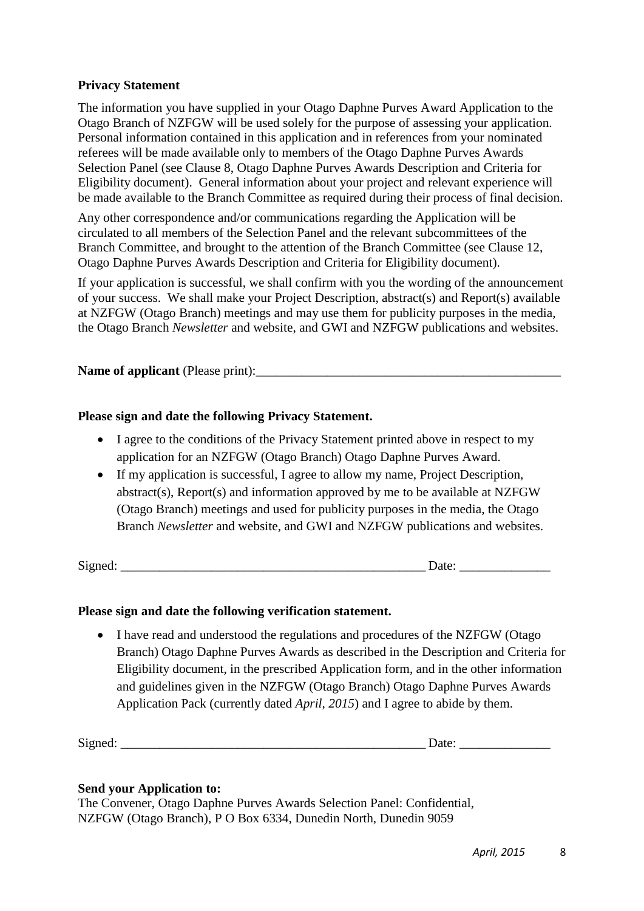**Privacy Statement**

The information you have supplied in your Otago Daphne Purves Award Application to the Otago Branch of NZFGW will be used solely for the purpose of assessing your application. Personal information contained in this application and in references from your nominated referees will be made available only to members of the Otago Daphne Purves Awards Selection Panel (see Clause 8, Otago Daphne Purves Awards Description and Criteria for Eligibility document). General information about your project and relevant experience will be made available to the Branch Committee as required during their process of final decision.

Any other correspondence and/or communications regarding the Application will be circulated to all members of the Selection Panel and the relevant subcommittees of the Branch Committee, and brought to the attention of the Branch Committee (see Clause 12, Otago Daphne Purves Awards Description and Criteria for Eligibility document).

If your application is successful, we shall confirm with you the wording of the announcement of your success. We shall make your Project Description, abstract(s) and Report(s) available at NZFGW (Otago Branch) meetings and may use them for publicity purposes in the media, the Otago Branch *Newsletter* and website, and GWI and NZFGW publications and websites.

**Name of applicant** (Please print):_______________________________________________

**Please sign and date the following Privacy Statement.**

- I agree to the conditions of the Privacy Statement printed above in respect to my application for an NZFGW (Otago Branch) Otago Daphne Purves Award.
- If my application is successful, I agree to allow my name, Project Description, abstract(s), Report(s) and information approved by me to be available at NZFGW (Otago Branch) meetings and used for publicity purposes in the media, the Otago Branch *Newsletter* and website, and GWI and NZFGW publications and websites.

Signed: _______________________________________________ Date: ______________

**Please sign and date the following verification statement.**

- I have read and understood the regulations and procedures of the NZFGW (Otago Branch) Otago Daphne Purves Awards as described in the Description and Criteria for Eligibility document, in the prescribed Application form, and in the other information and guidelines given in the NZFGW (Otago Branch) Otago Daphne Purves Awards Application Pack (currently dated *April, 2015*) and I agree to abide by them.

Signed: _______________________________________________ Date: ______________

**Send your Application to:**
The Convener, Otago Daphne Purves Awards Selection Panel: Confidential,
NZFGW (Otago Branch), P O Box 6334, Dunedin North, Dunedin 9059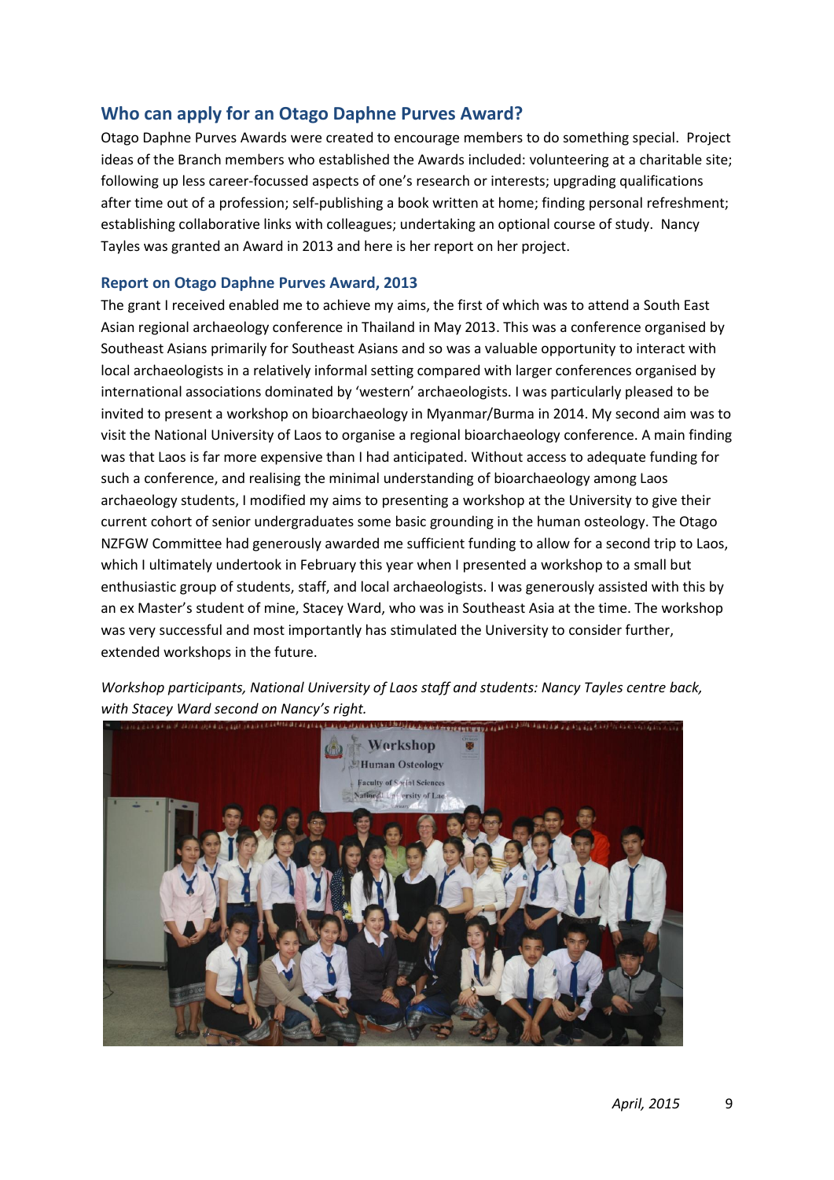## Who can apply for an Otago Daphne Purves Award?

Otago Daphne Purves Awards were created to encourage members to do something special. Project ideas of the Branch members who established the Awards included: volunteering at a charitable site; following up less career-focussed aspects of one's research or interests; upgrading qualifications after time out of a profession; self-publishing a book written at home; finding personal refreshment; establishing collaborative links with colleagues; undertaking an optional course of study. Nancy Tayles was granted an Award in 2013 and here is her report on her project.

### Report on Otago Daphne Purves Award, 2013

The grant I received enabled me to achieve my aims, the first of which was to attend a South East Asian regional archaeology conference in Thailand in May 2013. This was a conference organised by Southeast Asians primarily for Southeast Asians and so was a valuable opportunity to interact with local archaeologists in a relatively informal setting compared with larger conferences organised by international associations dominated by 'western' archaeologists. I was particularly pleased to be invited to present a workshop on bioarchaeology in Myanmar/Burma in 2014. My second aim was to visit the National University of Laos to organise a regional bioarchaeology conference. A main finding was that Laos is far more expensive than I had anticipated. Without access to adequate funding for such a conference, and realising the minimal understanding of bioarchaeology among Laos archaeology students, I modified my aims to presenting a workshop at the University to give their current cohort of senior undergraduates some basic grounding in the human osteology. The Otago NZFGW Committee had generously awarded me sufficient funding to allow for a second trip to Laos, which I ultimately undertook in February this year when I presented a workshop to a small but enthusiastic group of students, staff, and local archaeologists. I was generously assisted with this by an ex Master's student of mine, Stacey Ward, who was in Southeast Asia at the time. The workshop was very successful and most importantly has stimulated the University to consider further, extended workshops in the future.

*Workshop participants, National University of Laos staff and students: Nancy Tayles centre back, with Stacey Ward second on Nancy's right.*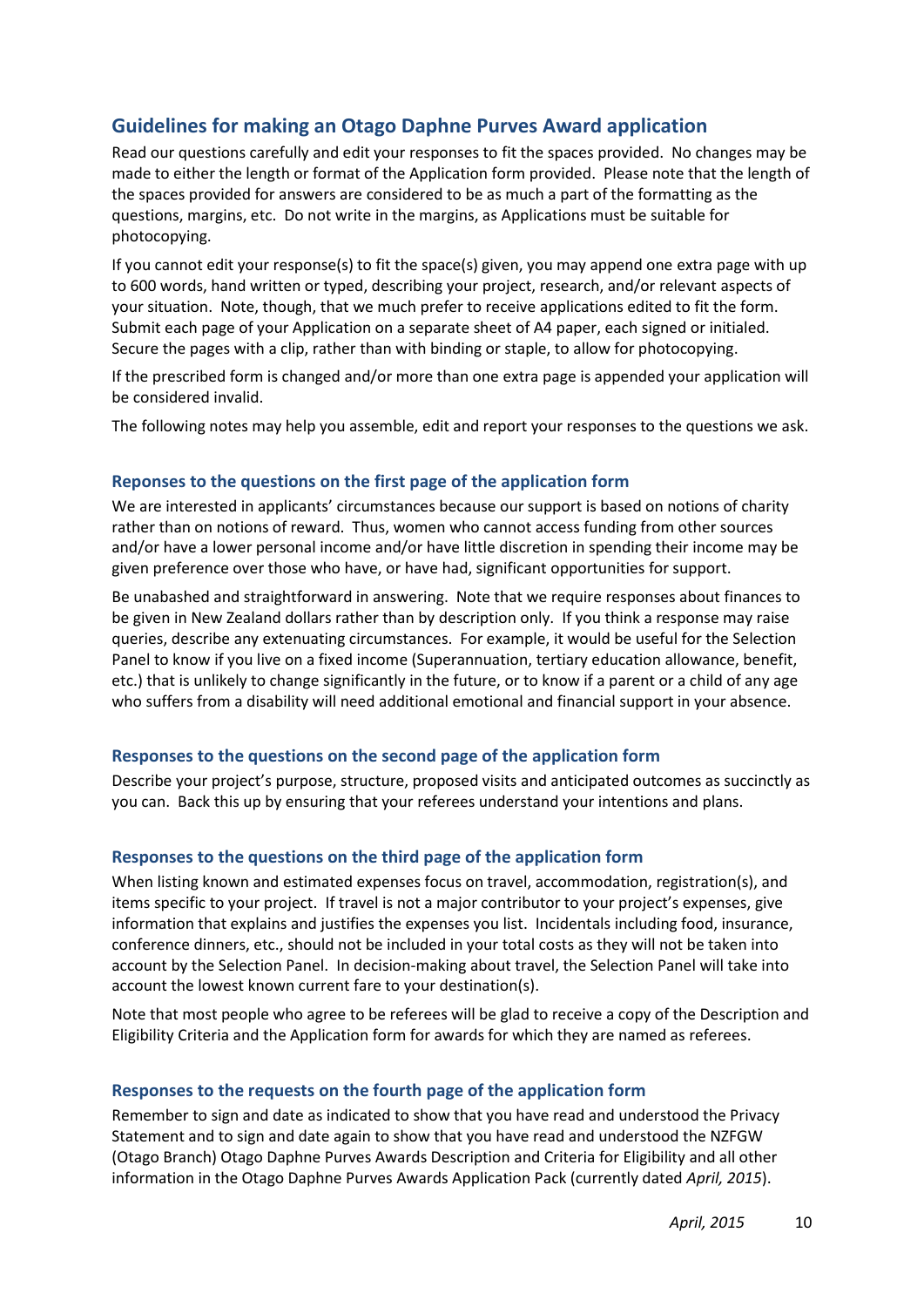## Guidelines for making an Otago Daphne Purves Award application

Read our questions carefully and edit your responses to fit the spaces provided. No changes may be made to either the length or format of the Application form provided. Please note that the length of the spaces provided for answers are considered to be as much a part of the formatting as the questions, margins, etc. Do not write in the margins, as Applications must be suitable for photocopying.

If you cannot edit your response(s) to fit the space(s) given, you may append one extra page with up to 600 words, hand written or typed, describing your project, research, and/or relevant aspects of your situation. Note, though, that we much prefer to receive applications edited to fit the form. Submit each page of your Application on a separate sheet of A4 paper, each signed or initialed. Secure the pages with a clip, rather than with binding or staple, to allow for photocopying.

If the prescribed form is changed and/or more than one extra page is appended your application will be considered invalid.

The following notes may help you assemble, edit and report your responses to the questions we ask.

### Reponses to the questions on the first page of the application form

We are interested in applicants' circumstances because our support is based on notions of charity rather than on notions of reward. Thus, women who cannot access funding from other sources and/or have a lower personal income and/or have little discretion in spending their income may be given preference over those who have, or have had, significant opportunities for support.

Be unabashed and straightforward in answering. Note that we require responses about finances to be given in New Zealand dollars rather than by description only. If you think a response may raise queries, describe any extenuating circumstances. For example, it would be useful for the Selection Panel to know if you live on a fixed income (Superannuation, tertiary education allowance, benefit, etc.) that is unlikely to change significantly in the future, or to know if a parent or a child of any age who suffers from a disability will need additional emotional and financial support in your absence.

### Responses to the questions on the second page of the application form

Describe your project's purpose, structure, proposed visits and anticipated outcomes as succinctly as you can. Back this up by ensuring that your referees understand your intentions and plans.

### Responses to the questions on the third page of the application form

When listing known and estimated expenses focus on travel, accommodation, registration(s), and items specific to your project. If travel is not a major contributor to your project's expenses, give information that explains and justifies the expenses you list. Incidentals including food, insurance, conference dinners, etc., should not be included in your total costs as they will not be taken into account by the Selection Panel. In decision-making about travel, the Selection Panel will take into account the lowest known current fare to your destination(s).

Note that most people who agree to be referees will be glad to receive a copy of the Description and Eligibility Criteria and the Application form for awards for which they are named as referees.

### Responses to the requests on the fourth page of the application form

Remember to sign and date as indicated to show that you have read and understood the Privacy Statement and to sign and date again to show that you have read and understood the NZFGW (Otago Branch) Otago Daphne Purves Awards Description and Criteria for Eligibility and all other information in the Otago Daphne Purves Awards Application Pack (currently dated *April, 2015*).